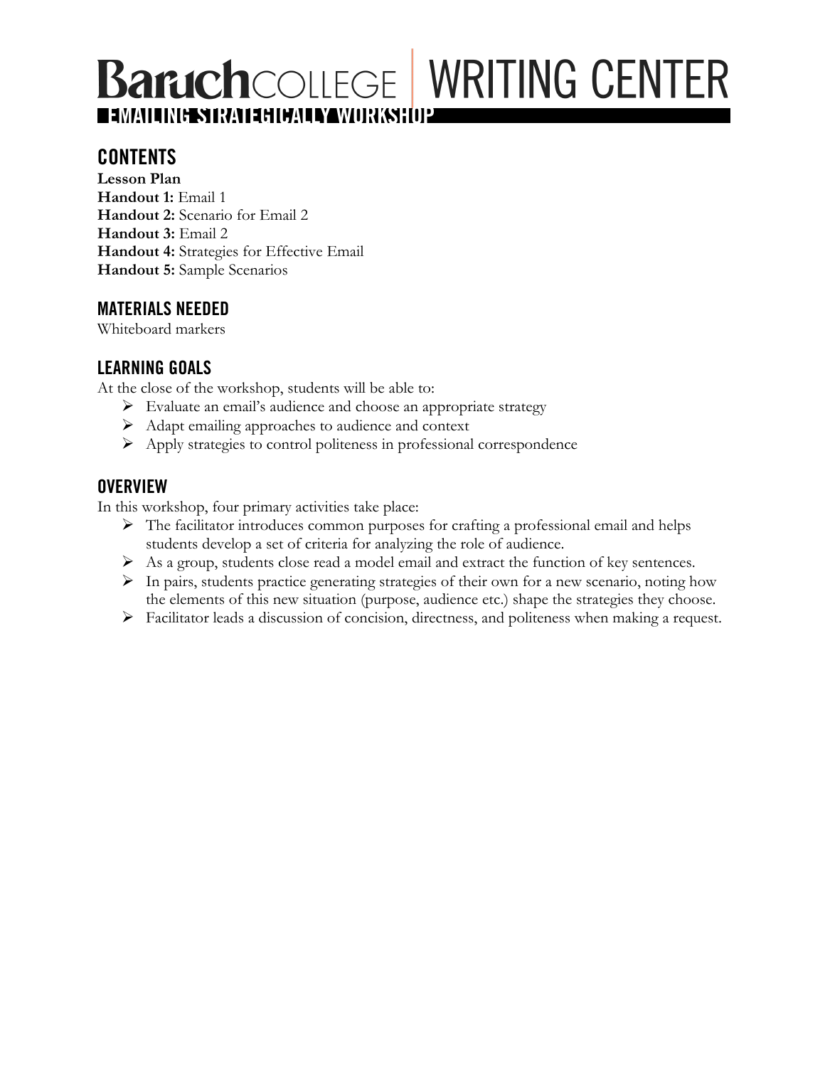# Baruch COLLEGE | WRITING CENTER

## EMAILING STRATEGICALLY WORKSHOP

### CONTENTS

**Lesson Plan**
**Handout 1:** Email 1
**Handout 2:** Scenario for Email 2
**Handout 3:** Email 2
**Handout 4:** Strategies for Effective Email
**Handout 5:** Sample Scenarios

### MATERIALS NEEDED

Whiteboard markers

### LEARNING GOALS

At the close of the workshop, students will be able to:

- Evaluate an email's audience and choose an appropriate strategy
- Adapt emailing approaches to audience and context
- Apply strategies to control politeness in professional correspondence

### OVERVIEW

In this workshop, four primary activities take place:

- The facilitator introduces common purposes for crafting a professional email and helps students develop a set of criteria for analyzing the role of audience.
- As a group, students close read a model email and extract the function of key sentences.
- In pairs, students practice generating strategies of their own for a new scenario, noting how the elements of this new situation (purpose, audience etc.) shape the strategies they choose.
- Facilitator leads a discussion of concision, directness, and politeness when making a request.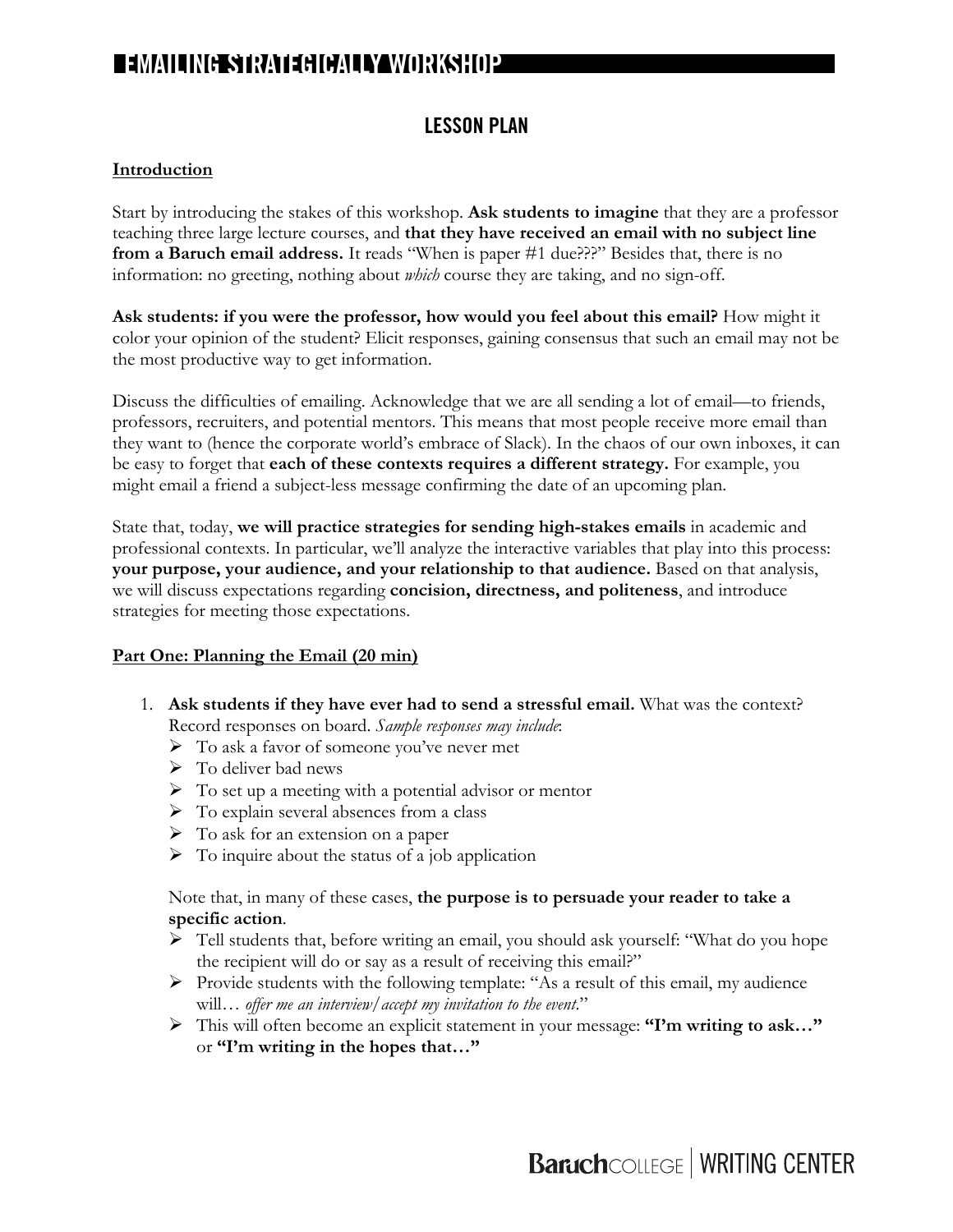# EMAILING STRATEGICALLY WORKSHOP

## LESSON PLAN

**Introduction**

Start by introducing the stakes of this workshop. **Ask students to imagine** that they are a professor teaching three large lecture courses, and **that they have received an email with no subject line from a Baruch email address.** It reads "When is paper #1 due???" Besides that, there is no information: no greeting, nothing about *which* course they are taking, and no sign-off.

**Ask students: if you were the professor, how would you feel about this email?** How might it color your opinion of the student? Elicit responses, gaining consensus that such an email may not be the most productive way to get information.

Discuss the difficulties of emailing. Acknowledge that we are all sending a lot of email—to friends, professors, recruiters, and potential mentors. This means that most people receive more email than they want to (hence the corporate world's embrace of Slack). In the chaos of our own inboxes, it can be easy to forget that **each of these contexts requires a different strategy.** For example, you might email a friend a subject-less message confirming the date of an upcoming plan.

State that, today, **we will practice strategies for sending high-stakes emails** in academic and professional contexts. In particular, we'll analyze the interactive variables that play into this process: **your purpose, your audience, and your relationship to that audience.** Based on that analysis, we will discuss expectations regarding **concision, directness, and politeness**, and introduce strategies for meeting those expectations.

**Part One: Planning the Email (20 min)**

1. **Ask students if they have ever had to send a stressful email.** What was the context? Record responses on board. *Sample responses may include*:
   - To ask a favor of someone you've never met
   - To deliver bad news
   - To set up a meeting with a potential advisor or mentor
   - To explain several absences from a class
   - To ask for an extension on a paper
   - To inquire about the status of a job application

   Note that, in many of these cases, **the purpose is to persuade your reader to take a specific action**.
   - Tell students that, before writing an email, you should ask yourself: "What do you hope the recipient will do or say as a result of receiving this email?"
   - Provide students with the following template: "As a result of this email, my audience will… *offer me an interview/accept my invitation to the event*."
   - This will often become an explicit statement in your message: **"I'm writing to ask…"** or **"I'm writing in the hopes that…"**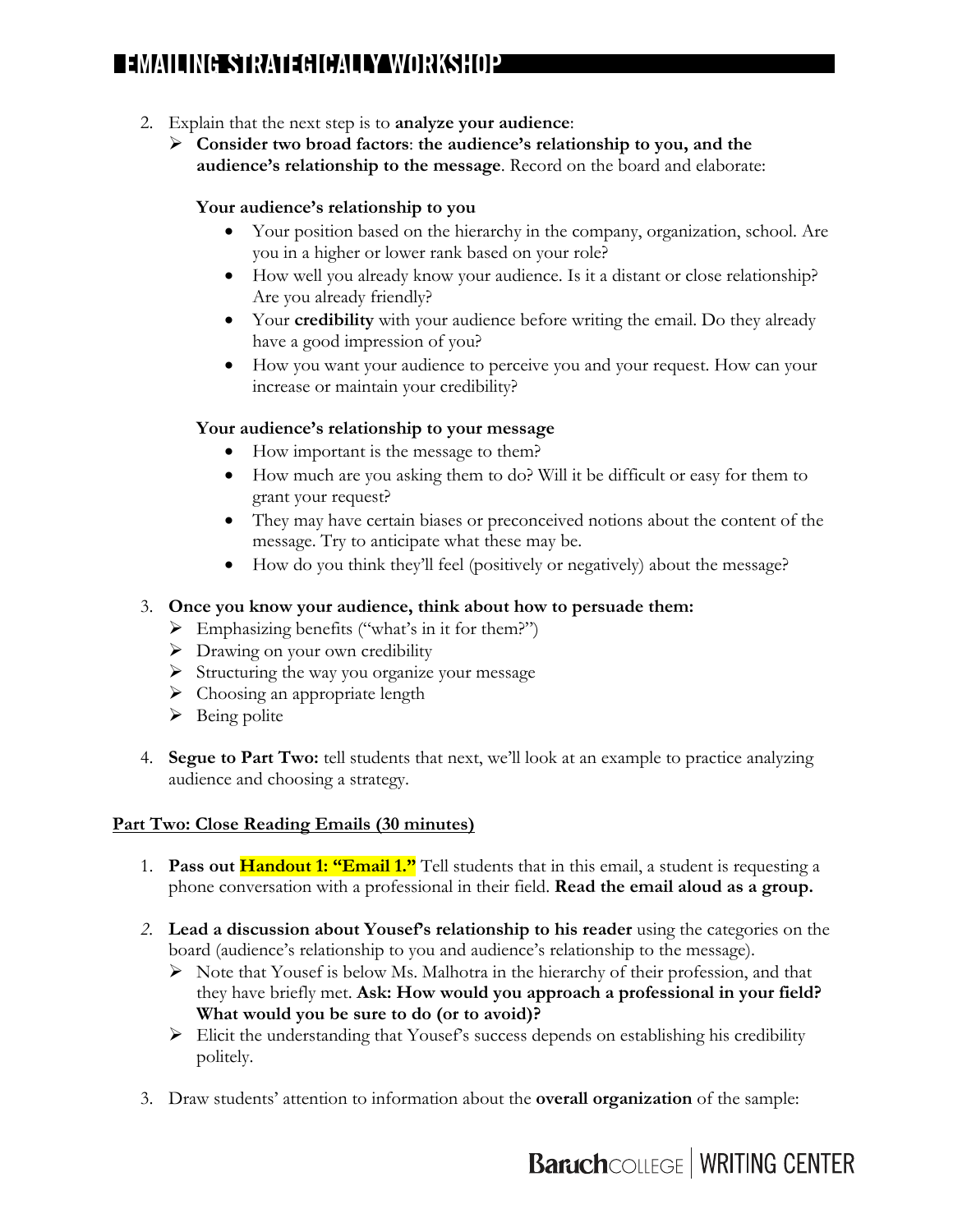2. Explain that the next step is to **analyze your audience**:
   - **Consider two broad factors**: **the audience's relationship to you, and the audience's relationship to the message**. Record on the board and elaborate:

     **Your audience's relationship to you**
     - Your position based on the hierarchy in the company, organization, school. Are you in a higher or lower rank based on your role?
     - How well you already know your audience. Is it a distant or close relationship? Are you already friendly?
     - Your **credibility** with your audience before writing the email. Do they already have a good impression of you?
     - How you want your audience to perceive you and your request. How can your increase or maintain your credibility?

     **Your audience's relationship to your message**
     - How important is the message to them?
     - How much are you asking them to do? Will it be difficult or easy for them to grant your request?
     - They may have certain biases or preconceived notions about the content of the message. Try to anticipate what these may be.
     - How do you think they'll feel (positively or negatively) about the message?

3. **Once you know your audience, think about how to persuade them:**
   - Emphasizing benefits ("what's in it for them?")
   - Drawing on your own credibility
   - Structuring the way you organize your message
   - Choosing an appropriate length
   - Being polite

4. **Segue to Part Two:** tell students that next, we'll look at an example to practice analyzing audience and choosing a strategy.

## Part Two: Close Reading Emails (30 minutes)

1. **Pass out Handout 1: "Email 1."** Tell students that in this email, a student is requesting a phone conversation with a professional in their field. **Read the email aloud as a group.**

2. **Lead a discussion about Yousef's relationship to his reader** using the categories on the board (audience's relationship to you and audience's relationship to the message).
   - Note that Yousef is below Ms. Malhotra in the hierarchy of their profession, and that they have briefly met. **Ask: How would you approach a professional in your field? What would you be sure to do (or to avoid)?**
   - Elicit the understanding that Yousef's success depends on establishing his credibility politely.

3. Draw students' attention to information about the **overall organization** of the sample: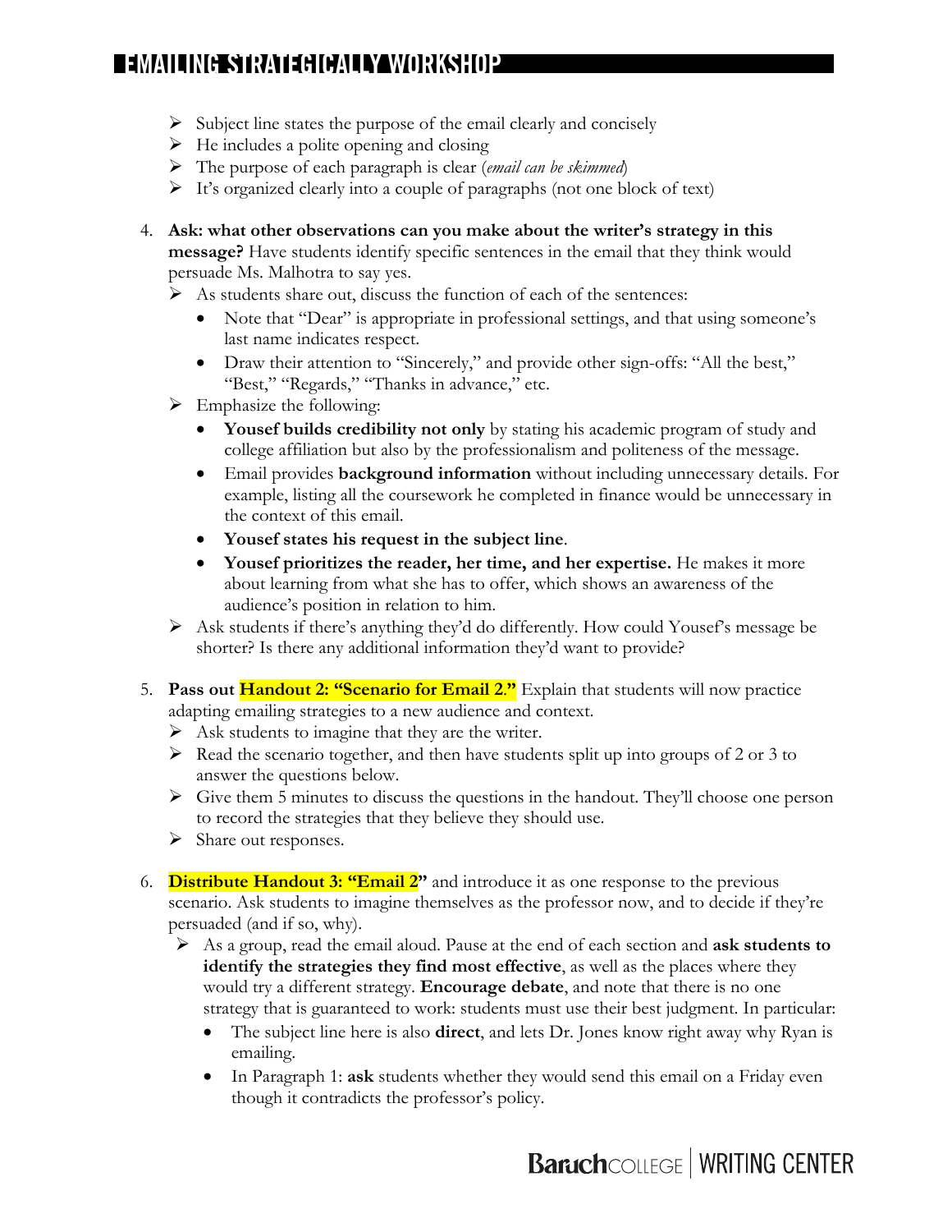- Subject line states the purpose of the email clearly and concisely
- He includes a polite opening and closing
- The purpose of each paragraph is clear (*email can be skimmed*)
- It's organized clearly into a couple of paragraphs (not one block of text)

4. **Ask: what other observations can you make about the writer's strategy in this message?** Have students identify specific sentences in the email that they think would persuade Ms. Malhotra to say yes.
   - As students share out, discuss the function of each of the sentences:
     - Note that "Dear" is appropriate in professional settings, and that using someone's last name indicates respect.
     - Draw their attention to "Sincerely," and provide other sign-offs: "All the best," "Best," "Regards," "Thanks in advance," etc.
   - Emphasize the following:
     - **Yousef builds credibility not only** by stating his academic program of study and college affiliation but also by the professionalism and politeness of the message.
     - Email provides **background information** without including unnecessary details. For example, listing all the coursework he completed in finance would be unnecessary in the context of this email.
     - **Yousef states his request in the subject line**.
     - **Yousef prioritizes the reader, her time, and her expertise.** He makes it more about learning from what she has to offer, which shows an awareness of the audience's position in relation to him.
   - Ask students if there's anything they'd do differently. How could Yousef's message be shorter? Is there any additional information they'd want to provide?

5. **Pass out Handout 2: "Scenario for Email 2."** Explain that students will now practice adapting emailing strategies to a new audience and context.
   - Ask students to imagine that they are the writer.
   - Read the scenario together, and then have students split up into groups of 2 or 3 to answer the questions below.
   - Give them 5 minutes to discuss the questions in the handout. They'll choose one person to record the strategies that they believe they should use.
   - Share out responses.

6. **Distribute Handout 3: "Email 2"** and introduce it as one response to the previous scenario. Ask students to imagine themselves as the professor now, and to decide if they're persuaded (and if so, why).
   - As a group, read the email aloud. Pause at the end of each section and **ask students to identify the strategies they find most effective**, as well as the places where they would try a different strategy. **Encourage debate**, and note that there is no one strategy that is guaranteed to work: students must use their best judgment. In particular:
     - The subject line here is also **direct**, and lets Dr. Jones know right away why Ryan is emailing.
     - In Paragraph 1: **ask** students whether they would send this email on a Friday even though it contradicts the professor's policy.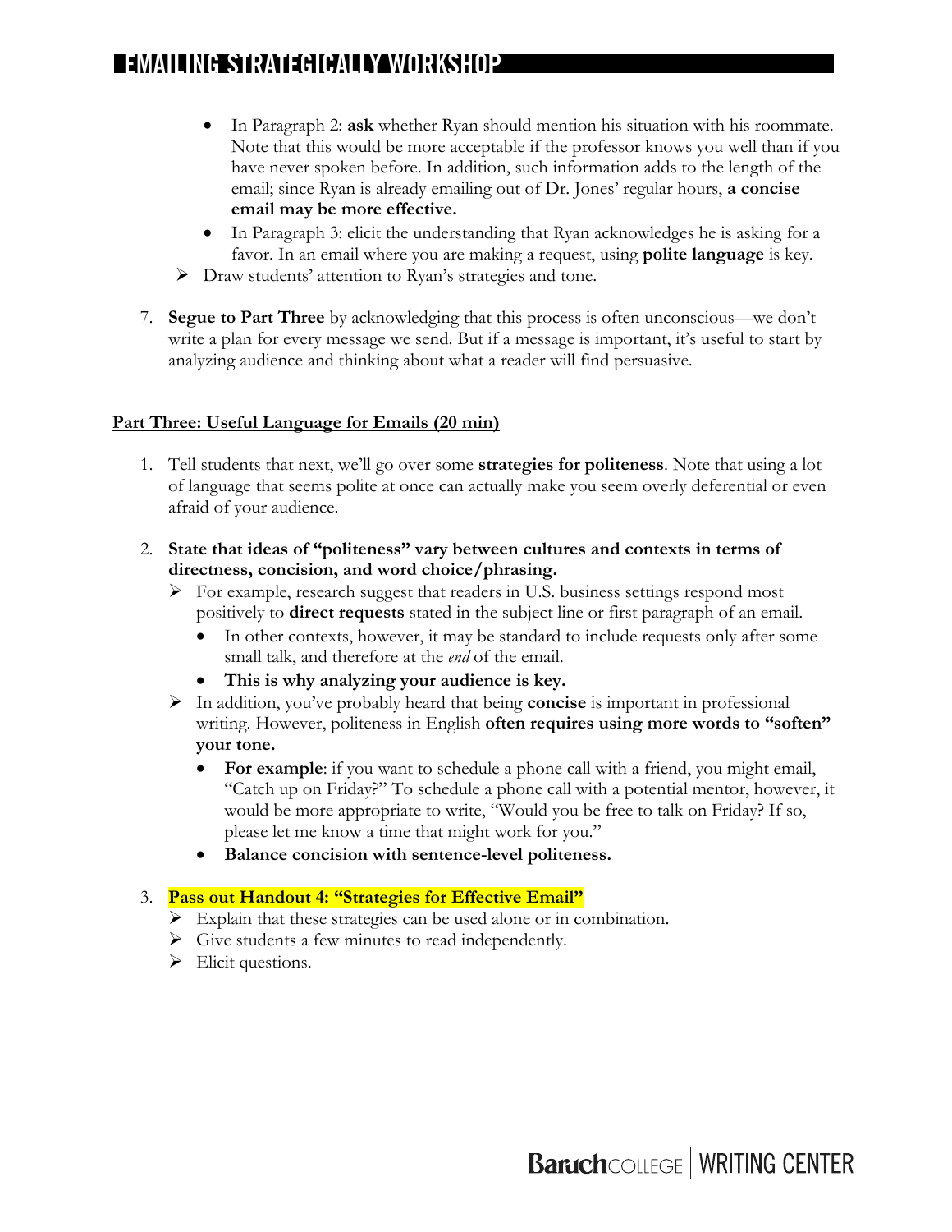- In Paragraph 2: **ask** whether Ryan should mention his situation with his roommate. Note that this would be more acceptable if the professor knows you well than if you have never spoken before. In addition, such information adds to the length of the email; since Ryan is already emailing out of Dr. Jones' regular hours, **a concise email may be more effective.**
- In Paragraph 3: elicit the understanding that Ryan acknowledges he is asking for a favor. In an email where you are making a request, using **polite language** is key.

➢ Draw students' attention to Ryan's strategies and tone.

7. **Segue to Part Three** by acknowledging that this process is often unconscious—we don't write a plan for every message we send. But if a message is important, it's useful to start by analyzing audience and thinking about what a reader will find persuasive.

## Part Three: Useful Language for Emails (20 min)

1. Tell students that next, we'll go over some **strategies for politeness**. Note that using a lot of language that seems polite at once can actually make you seem overly deferential or even afraid of your audience.

2. **State that ideas of "politeness" vary between cultures and contexts in terms of directness, concision, and word choice/phrasing.**
   - ➢ For example, research suggest that readers in U.S. business settings respond most positively to **direct requests** stated in the subject line or first paragraph of an email.
     - In other contexts, however, it may be standard to include requests only after some small talk, and therefore at the *end* of the email.
     - **This is why analyzing your audience is key.**
   - ➢ In addition, you've probably heard that being **concise** is important in professional writing. However, politeness in English **often requires using more words to "soften" your tone.**
     - **For example**: if you want to schedule a phone call with a friend, you might email, "Catch up on Friday?" To schedule a phone call with a potential mentor, however, it would be more appropriate to write, "Would you be free to talk on Friday? If so, please let me know a time that might work for you."
     - **Balance concision with sentence-level politeness.**

3. **Pass out Handout 4: "Strategies for Effective Email"**
   - ➢ Explain that these strategies can be used alone or in combination.
   - ➢ Give students a few minutes to read independently.
   - ➢ Elicit questions.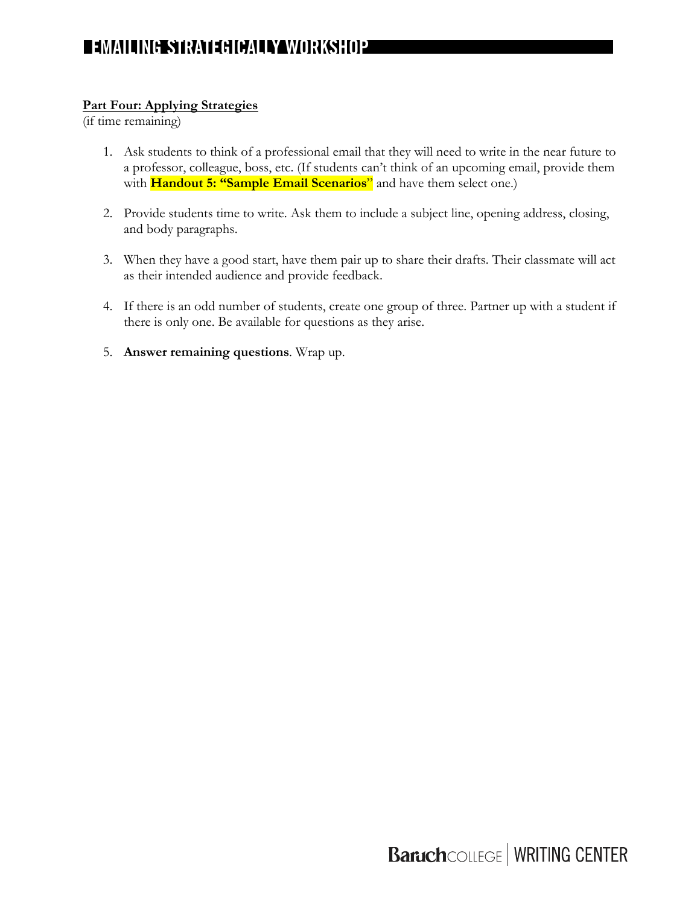**Part Four: Applying Strategies**
(if time remaining)

1. Ask students to think of a professional email that they will need to write in the near future to a professor, colleague, boss, etc. (If students can't think of an upcoming email, provide them with **Handout 5: "Sample Email Scenarios"** and have them select one.)

2. Provide students time to write. Ask them to include a subject line, opening address, closing, and body paragraphs.

3. When they have a good start, have them pair up to share their drafts. Their classmate will act as their intended audience and provide feedback.

4. If there is an odd number of students, create one group of three. Partner up with a student if there is only one. Be available for questions as they arise.

5. **Answer remaining questions**. Wrap up.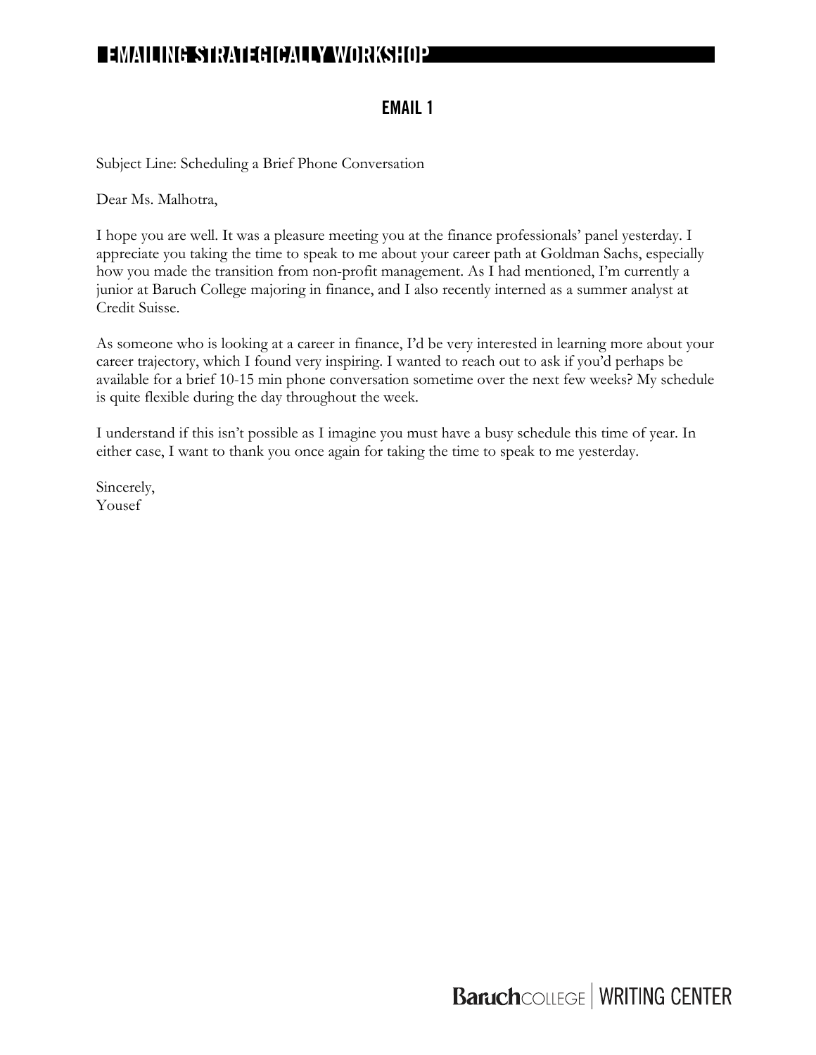## EMAIL 1

Subject Line: Scheduling a Brief Phone Conversation

Dear Ms. Malhotra,

I hope you are well. It was a pleasure meeting you at the finance professionals' panel yesterday. I appreciate you taking the time to speak to me about your career path at Goldman Sachs, especially how you made the transition from non-profit management. As I had mentioned, I'm currently a junior at Baruch College majoring in finance, and I also recently interned as a summer analyst at Credit Suisse.

As someone who is looking at a career in finance, I'd be very interested in learning more about your career trajectory, which I found very inspiring. I wanted to reach out to ask if you'd perhaps be available for a brief 10-15 min phone conversation sometime over the next few weeks? My schedule is quite flexible during the day throughout the week.

I understand if this isn't possible as I imagine you must have a busy schedule this time of year. In either case, I want to thank you once again for taking the time to speak to me yesterday.

Sincerely,
Yousef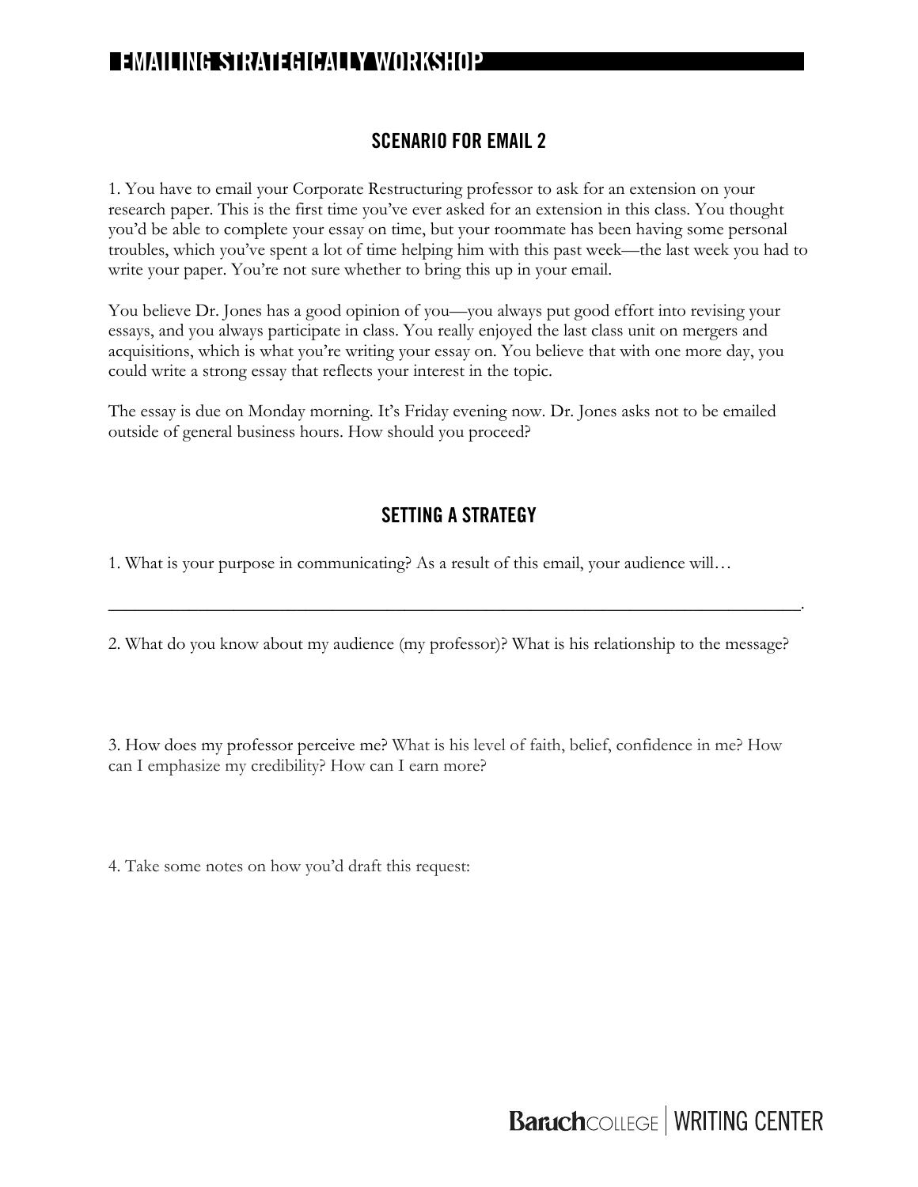# EMAILING STRATEGICALLY WORKSHOP

## SCENARIO FOR EMAIL 2

1. You have to email your Corporate Restructuring professor to ask for an extension on your research paper. This is the first time you've ever asked for an extension in this class. You thought you'd be able to complete your essay on time, but your roommate has been having some personal troubles, which you've spent a lot of time helping him with this past week—the last week you had to write your paper. You're not sure whether to bring this up in your email.

You believe Dr. Jones has a good opinion of you—you always put good effort into revising your essays, and you always participate in class. You really enjoyed the last class unit on mergers and acquisitions, which is what you're writing your essay on. You believe that with one more day, you could write a strong essay that reflects your interest in the topic.

The essay is due on Monday morning. It's Friday evening now. Dr. Jones asks not to be emailed outside of general business hours. How should you proceed?

## SETTING A STRATEGY

1. What is your purpose in communicating? As a result of this email, your audience will…

________________________________________________________________________________.

2. What do you know about my audience (my professor)? What is his relationship to the message?

3. How does my professor perceive me? What is his level of faith, belief, confidence in me? How can I emphasize my credibility? How can I earn more?

4. Take some notes on how you'd draft this request: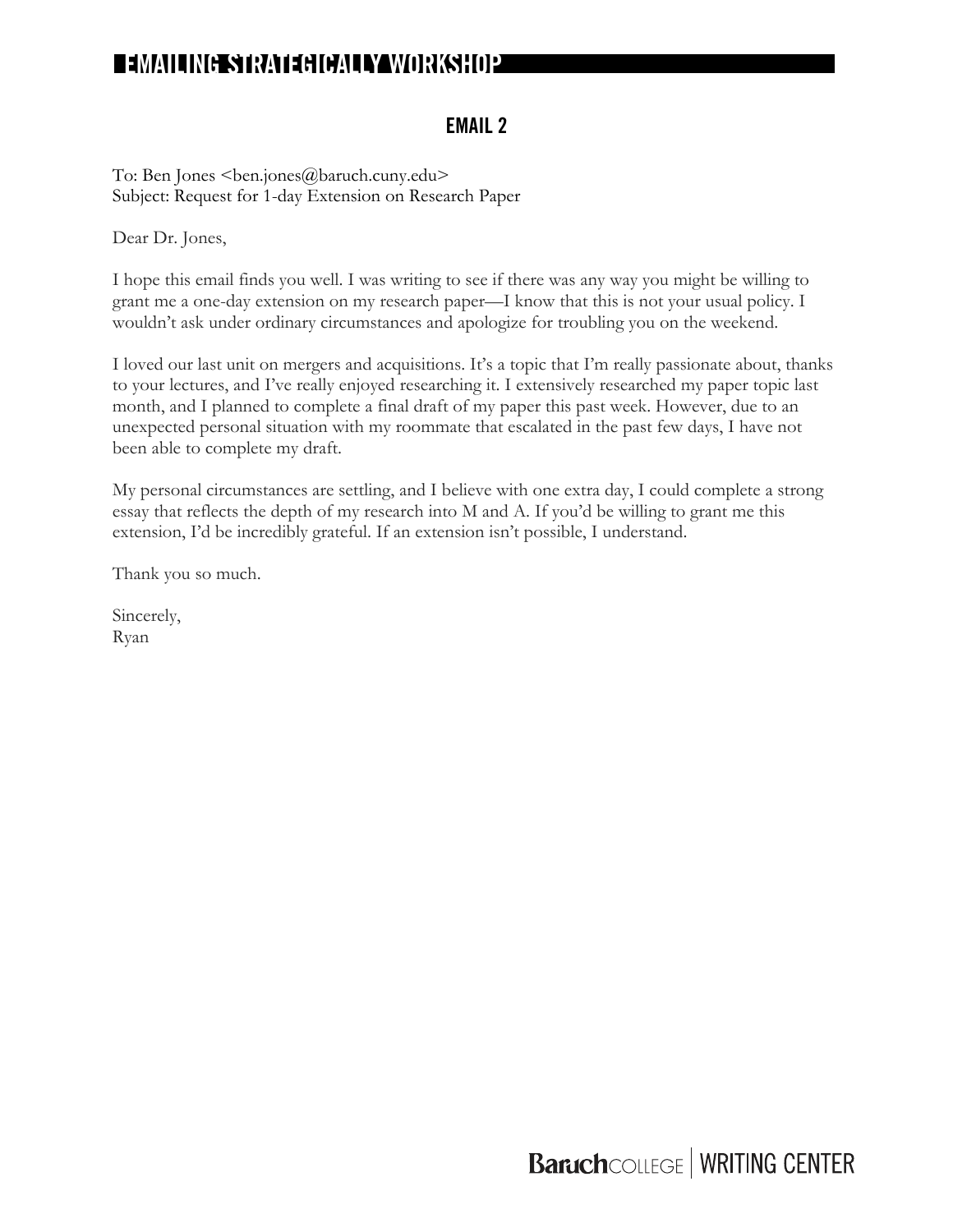## EMAIL 2

To: Ben Jones <ben.jones@baruch.cuny.edu>
Subject: Request for 1-day Extension on Research Paper

Dear Dr. Jones,

I hope this email finds you well. I was writing to see if there was any way you might be willing to grant me a one-day extension on my research paper—I know that this is not your usual policy. I wouldn't ask under ordinary circumstances and apologize for troubling you on the weekend.

I loved our last unit on mergers and acquisitions. It's a topic that I'm really passionate about, thanks to your lectures, and I've really enjoyed researching it. I extensively researched my paper topic last month, and I planned to complete a final draft of my paper this past week. However, due to an unexpected personal situation with my roommate that escalated in the past few days, I have not been able to complete my draft.

My personal circumstances are settling, and I believe with one extra day, I could complete a strong essay that reflects the depth of my research into M and A. If you'd be willing to grant me this extension, I'd be incredibly grateful. If an extension isn't possible, I understand.

Thank you so much.

Sincerely,
Ryan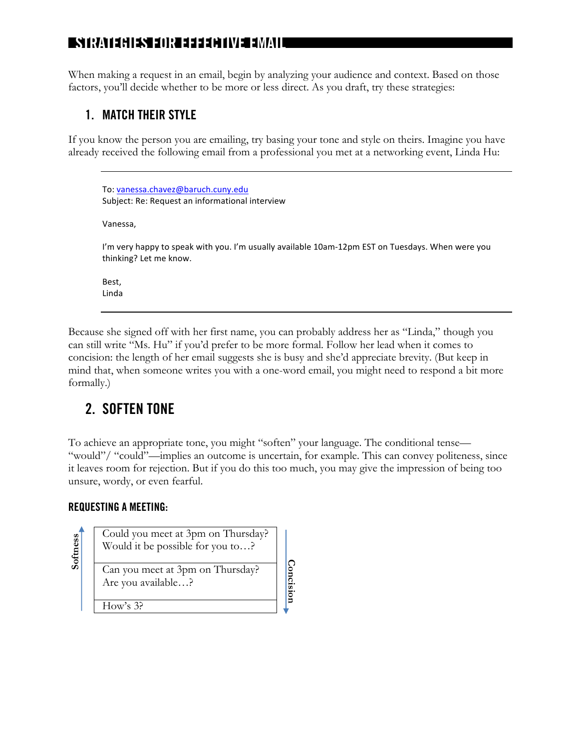# STRATEGIES FOR EFFECTIVE EMAIL

When making a request in an email, begin by analyzing your audience and context. Based on those factors, you'll decide whether to be more or less direct. As you draft, try these strategies:

## 1. MATCH THEIR STYLE

If you know the person you are emailing, try basing your tone and style on theirs. Imagine you have already received the following email from a professional you met at a networking event, Linda Hu:

---

To: vanessa.chavez@baruch.cuny.edu
Subject: Re: Request an informational interview

Vanessa,

I'm very happy to speak with you. I'm usually available 10am-12pm EST on Tuesdays. When were you thinking? Let me know.

Best,
Linda

---

Because she signed off with her first name, you can probably address her as "Linda," though you can still write "Ms. Hu" if you'd prefer to be more formal. Follow her lead when it comes to concision: the length of her email suggests she is busy and she'd appreciate brevity. (But keep in mind that, when someone writes you with a one-word email, you might need to respond a bit more formally.)

## 2. SOFTEN TONE

To achieve an appropriate tone, you might "soften" your language. The conditional tense—"would"/ "could"—implies an outcome is uncertain, for example. This can convey politeness, since it leaves room for rejection. But if you do this too much, you may give the impression of being too unsure, wordy, or even fearful.

### REQUESTING A MEETING:

| Softness ↑ / Concision ↓ |
|---|
| Could you meet at 3pm on Thursday? Would it be possible for you to…? |
| Can you meet at 3pm on Thursday? Are you available…? |
| How's 3? |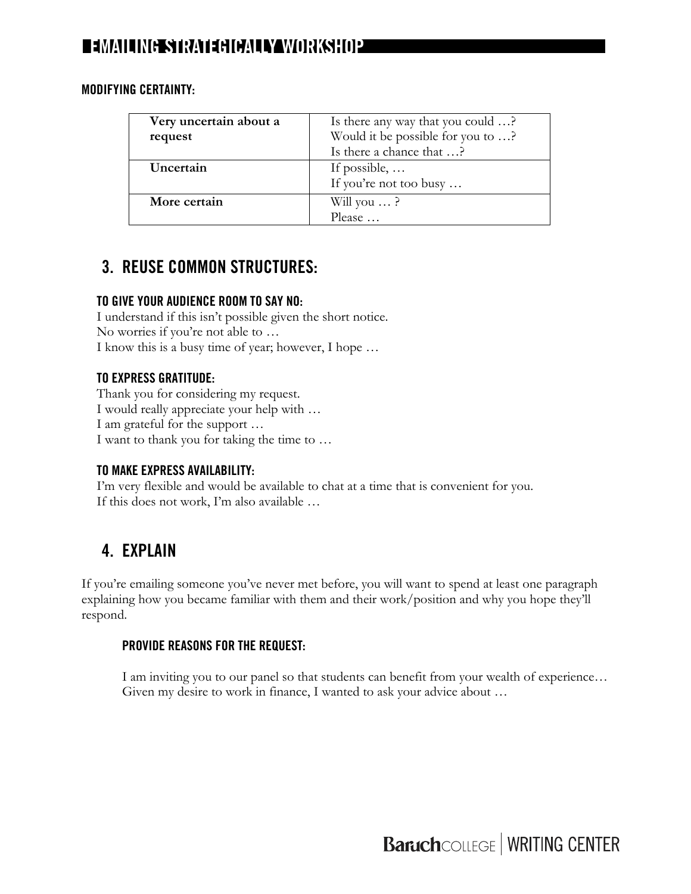#### MODIFYING CERTAINTY:

| | |
|---|---|
| **Very uncertain about a request** | Is there any way that you could …?<br>Would it be possible for you to …?<br>Is there a chance that …? |
| **Uncertain** | If possible, …<br>If you're not too busy … |
| **More certain** | Will you … ?<br>Please … |

## 3. REUSE COMMON STRUCTURES:

#### TO GIVE YOUR AUDIENCE ROOM TO SAY NO:

I understand if this isn't possible given the short notice.
No worries if you're not able to …
I know this is a busy time of year; however, I hope …

#### TO EXPRESS GRATITUDE:

Thank you for considering my request.
I would really appreciate your help with …
I am grateful for the support …
I want to thank you for taking the time to …

#### TO MAKE EXPRESS AVAILABILITY:

I'm very flexible and would be available to chat at a time that is convenient for you.
If this does not work, I'm also available …

## 4. EXPLAIN

If you're emailing someone you've never met before, you will want to spend at least one paragraph explaining how you became familiar with them and their work/position and why you hope they'll respond.

#### PROVIDE REASONS FOR THE REQUEST:

I am inviting you to our panel so that students can benefit from your wealth of experience…
Given my desire to work in finance, I wanted to ask your advice about …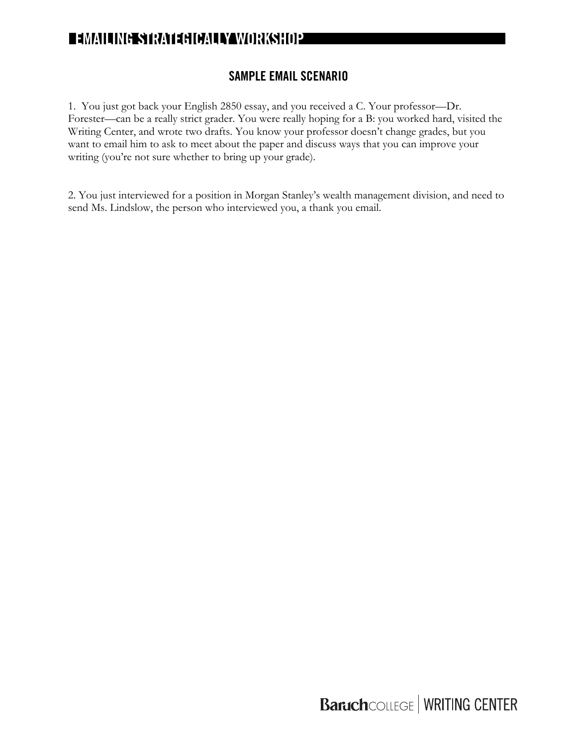## SAMPLE EMAIL SCENARIO

1. You just got back your English 2850 essay, and you received a C. Your professor—Dr. Forester—can be a really strict grader. You were really hoping for a B: you worked hard, visited the Writing Center, and wrote two drafts. You know your professor doesn't change grades, but you want to email him to ask to meet about the paper and discuss ways that you can improve your writing (you're not sure whether to bring up your grade).

2. You just interviewed for a position in Morgan Stanley's wealth management division, and need to send Ms. Lindslow, the person who interviewed you, a thank you email.